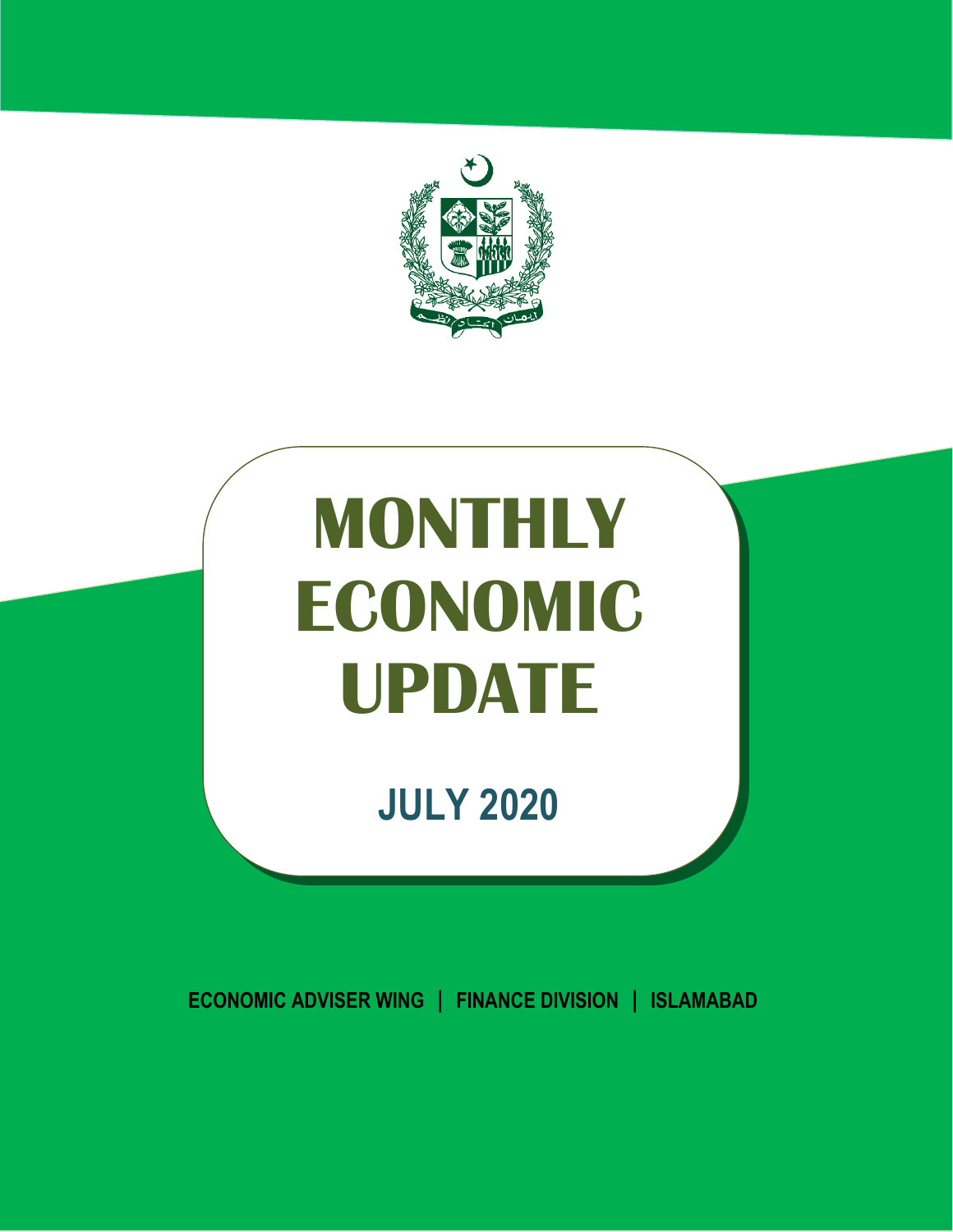# MONTHLY ECONOMIC UPDATE

## JULY 2020

**ECONOMIC ADVISER WING | FINANCE DIVISION | ISLAMABAD**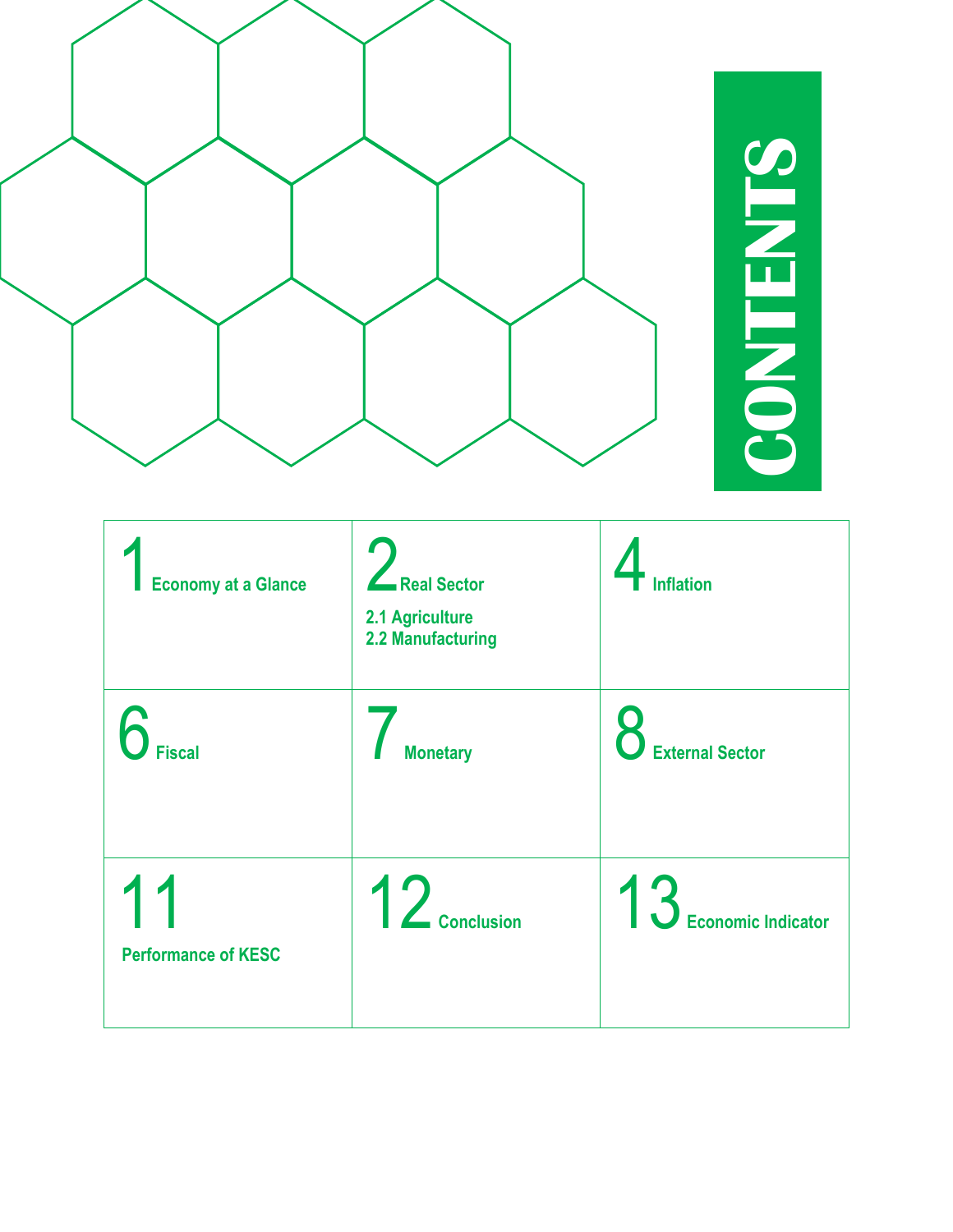# CONTENTS

| | | |
|---|---|---|
| 1 Economy at a Glance | 2 Real Sector<br>2.1 Agriculture<br>2.2 Manufacturing | 4 Inflation |
| 6 Fiscal | 7 Monetary | 8 External Sector |
| 11 Performance of KESC | 12 Conclusion | 13 Economic Indicator |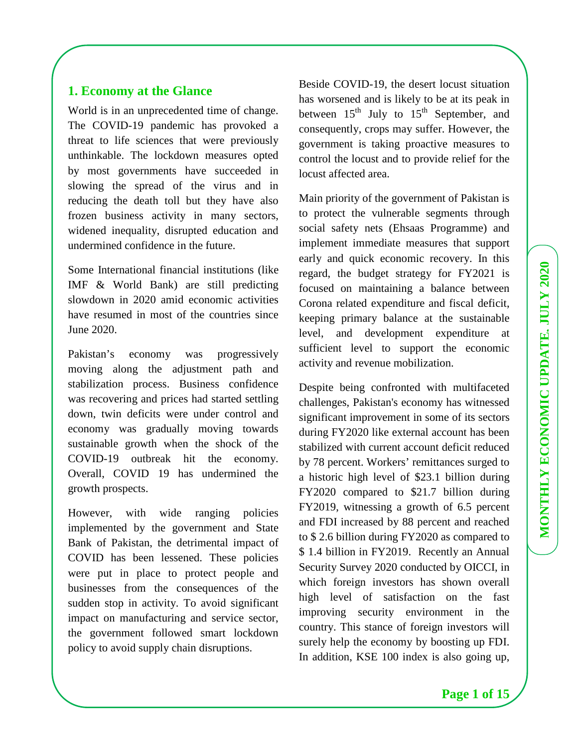## 1. Economy at the Glance

World is in an unprecedented time of change. The COVID-19 pandemic has provoked a threat to life sciences that were previously unthinkable. The lockdown measures opted by most governments have succeeded in slowing the spread of the virus and in reducing the death toll but they have also frozen business activity in many sectors, widened inequality, disrupted education and undermined confidence in the future.

Some International financial institutions (like IMF & World Bank) are still predicting slowdown in 2020 amid economic activities have resumed in most of the countries since June 2020.

Pakistan's economy was progressively moving along the adjustment path and stabilization process. Business confidence was recovering and prices had started settling down, twin deficits were under control and economy was gradually moving towards sustainable growth when the shock of the COVID-19 outbreak hit the economy. Overall, COVID 19 has undermined the growth prospects.

However, with wide ranging policies implemented by the government and State Bank of Pakistan, the detrimental impact of COVID has been lessened. These policies were put in place to protect people and businesses from the consequences of the sudden stop in activity. To avoid significant impact on manufacturing and service sector, the government followed smart lockdown policy to avoid supply chain disruptions.

Beside COVID-19, the desert locust situation has worsened and is likely to be at its peak in between 15th July to 15th September, and consequently, crops may suffer. However, the government is taking proactive measures to control the locust and to provide relief for the locust affected area.

Main priority of the government of Pakistan is to protect the vulnerable segments through social safety nets (Ehsaas Programme) and implement immediate measures that support early and quick economic recovery. In this regard, the budget strategy for FY2021 is focused on maintaining a balance between Corona related expenditure and fiscal deficit, keeping primary balance at the sustainable level, and development expenditure at sufficient level to support the economic activity and revenue mobilization.

Despite being confronted with multifaceted challenges, Pakistan's economy has witnessed significant improvement in some of its sectors during FY2020 like external account has been stabilized with current account deficit reduced by 78 percent. Workers' remittances surged to a historic high level of $23.1 billion during FY2020 compared to $21.7 billion during FY2019, witnessing a growth of 6.5 percent and FDI increased by 88 percent and reached to $ 2.6 billion during FY2020 as compared to $ 1.4 billion in FY2019. Recently an Annual Security Survey 2020 conducted by OICCI, in which foreign investors has shown overall high level of satisfaction on the fast improving security environment in the country. This stance of foreign investors will surely help the economy by boosting up FDI. In addition, KSE 100 index is also going up,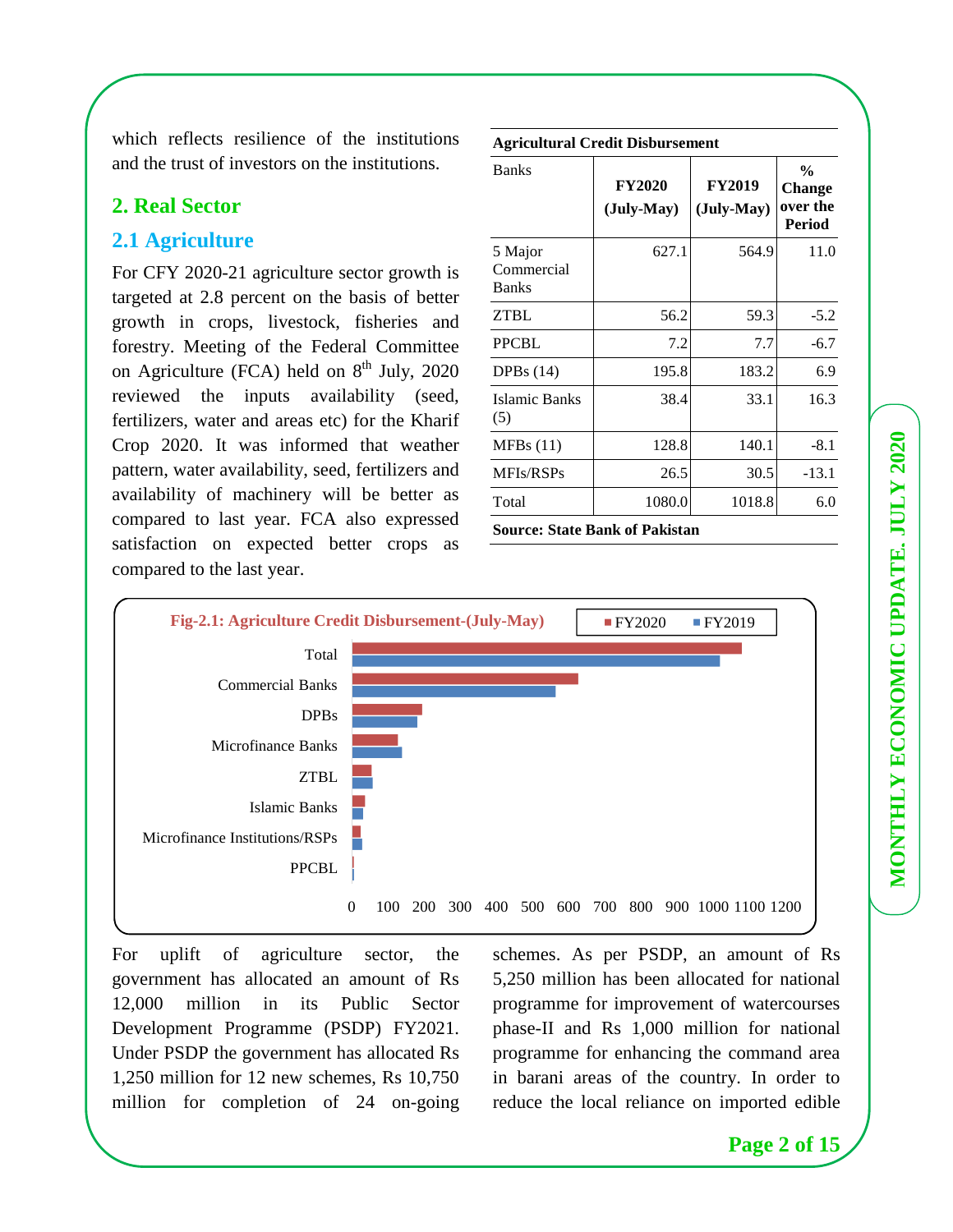which reflects resilience of the institutions and the trust of investors on the institutions.

## 2. Real Sector

### 2.1 Agriculture

For CFY 2020-21 agriculture sector growth is targeted at 2.8 percent on the basis of better growth in crops, livestock, fisheries and forestry. Meeting of the Federal Committee on Agriculture (FCA) held on 8th July, 2020 reviewed the inputs availability (seed, fertilizers, water and areas etc) for the Kharif Crop 2020. It was informed that weather pattern, water availability, seed, fertilizers and availability of machinery will be better as compared to last year. FCA also expressed satisfaction on expected better crops as compared to the last year.

**Agricultural Credit Disbursement**

| Banks | FY2020 (July-May) | FY2019 (July-May) | % Change over the Period |
|---|---|---|---|
| 5 Major Commercial Banks | 627.1 | 564.9 | 11.0 |
| ZTBL | 56.2 | 59.3 | -5.2 |
| PPCBL | 7.2 | 7.7 | -6.7 |
| DPBs (14) | 195.8 | 183.2 | 6.9 |
| Islamic Banks (5) | 38.4 | 33.1 | 16.3 |
| MFBs (11) | 128.8 | 140.1 | -8.1 |
| MFIs/RSPs | 26.5 | 30.5 | -13.1 |
| Total | 1080.0 | 1018.8 | 6.0 |

**Source: State Bank of Pakistan**

**Fig-2.1: Agriculture Credit Disbursement-(July-May)**

For uplift of agriculture sector, the government has allocated an amount of Rs 12,000 million in its Public Sector Development Programme (PSDP) FY2021. Under PSDP the government has allocated Rs 1,250 million for 12 new schemes, Rs 10,750 million for completion of 24 on-going schemes. As per PSDP, an amount of Rs 5,250 million has been allocated for national programme for improvement of watercourses phase-II and Rs 1,000 million for national programme for enhancing the command area in barani areas of the country. In order to reduce the local reliance on imported edible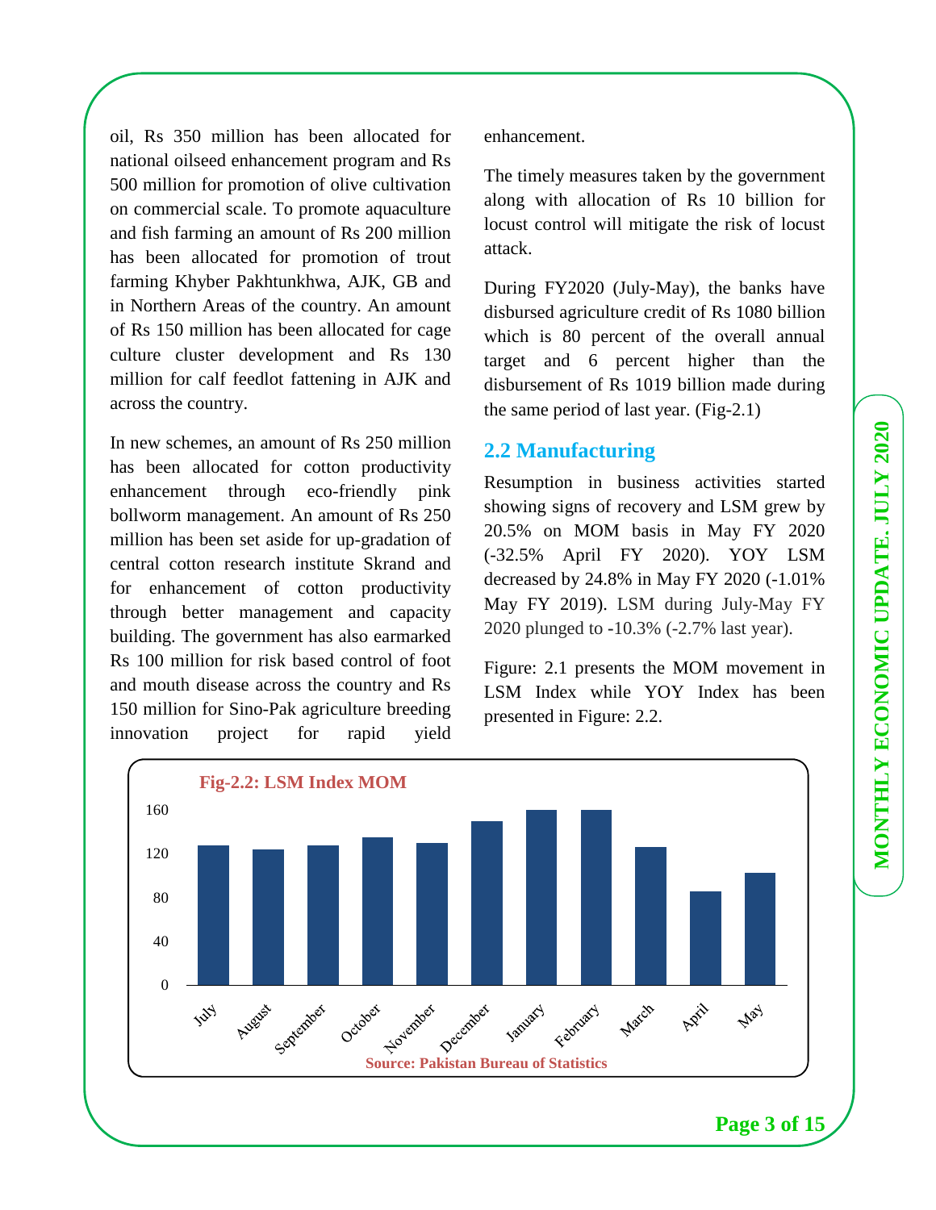oil, Rs 350 million has been allocated for national oilseed enhancement program and Rs 500 million for promotion of olive cultivation on commercial scale. To promote aquaculture and fish farming an amount of Rs 200 million has been allocated for promotion of trout farming Khyber Pakhtunkhwa, AJK, GB and in Northern Areas of the country. An amount of Rs 150 million has been allocated for cage culture cluster development and Rs 130 million for calf feedlot fattening in AJK and across the country.

In new schemes, an amount of Rs 250 million has been allocated for cotton productivity enhancement through eco-friendly pink bollworm management. An amount of Rs 250 million has been set aside for up-gradation of central cotton research institute Skrand and for enhancement of cotton productivity through better management and capacity building. The government has also earmarked Rs 100 million for risk based control of foot and mouth disease across the country and Rs 150 million for Sino-Pak agriculture breeding innovation project for rapid yield enhancement.

The timely measures taken by the government along with allocation of Rs 10 billion for locust control will mitigate the risk of locust attack.

During FY2020 (July-May), the banks have disbursed agriculture credit of Rs 1080 billion which is 80 percent of the overall annual target and 6 percent higher than the disbursement of Rs 1019 billion made during the same period of last year. (Fig-2.1)

## 2.2 Manufacturing

Resumption in business activities started showing signs of recovery and LSM grew by 20.5% on MOM basis in May FY 2020 (-32.5% April FY 2020). YOY LSM decreased by 24.8% in May FY 2020 (-1.01% May FY 2019). LSM during July-May FY 2020 plunged to -10.3% (-2.7% last year).

Figure: 2.1 presents the MOM movement in LSM Index while YOY Index has been presented in Figure: 2.2.

**Fig-2.2: LSM Index MOM**

Source: Pakistan Bureau of Statistics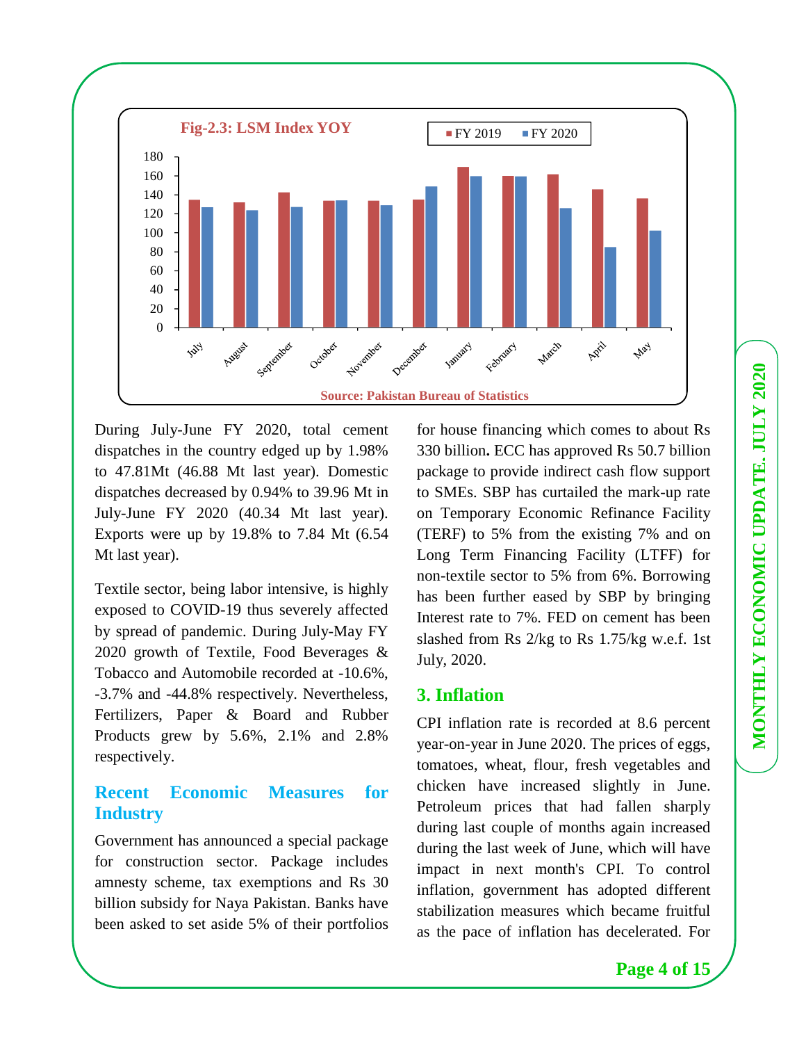**Fig-2.3: LSM Index YOY**

| Month | FY 2019 | FY 2020 |
|---|---|---|
| July | 135 | 127 |
| August | 132 | 124 |
| September | 142 | 127 |
| October | 134 | 134 |
| November | 134 | 129 |
| December | 135 | 149 |
| January | 169 | 160 |
| February | 160 | 160 |
| March | 161 | 126 |
| April | 146 | 85 |
| May | 136 | 102 |

Source: Pakistan Bureau of Statistics

During July-June FY 2020, total cement dispatches in the country edged up by 1.98% to 47.81Mt (46.88 Mt last year). Domestic dispatches decreased by 0.94% to 39.96 Mt in July-June FY 2020 (40.34 Mt last year). Exports were up by 19.8% to 7.84 Mt (6.54 Mt last year).

Textile sector, being labor intensive, is highly exposed to COVID-19 thus severely affected by spread of pandemic. During July-May FY 2020 growth of Textile, Food Beverages & Tobacco and Automobile recorded at -10.6%, -3.7% and -44.8% respectively. Nevertheless, Fertilizers, Paper & Board and Rubber Products grew by 5.6%, 2.1% and 2.8% respectively.

## Recent Economic Measures for Industry

Government has announced a special package for construction sector. Package includes amnesty scheme, tax exemptions and Rs 30 billion subsidy for Naya Pakistan. Banks have been asked to set aside 5% of their portfolios for house financing which comes to about Rs 330 billion**.** ECC has approved Rs 50.7 billion package to provide indirect cash flow support to SMEs. SBP has curtailed the mark-up rate on Temporary Economic Refinance Facility (TERF) to 5% from the existing 7% and on Long Term Financing Facility (LTFF) for non-textile sector to 5% from 6%. Borrowing has been further eased by SBP by bringing Interest rate to 7%. FED on cement has been slashed from Rs 2/kg to Rs 1.75/kg w.e.f. 1st July, 2020.

## 3. Inflation

CPI inflation rate is recorded at 8.6 percent year-on-year in June 2020. The prices of eggs, tomatoes, wheat, flour, fresh vegetables and chicken have increased slightly in June. Petroleum prices that had fallen sharply during last couple of months again increased during the last week of June, which will have impact in next month's CPI. To control inflation, government has adopted different stabilization measures which became fruitful as the pace of inflation has decelerated. For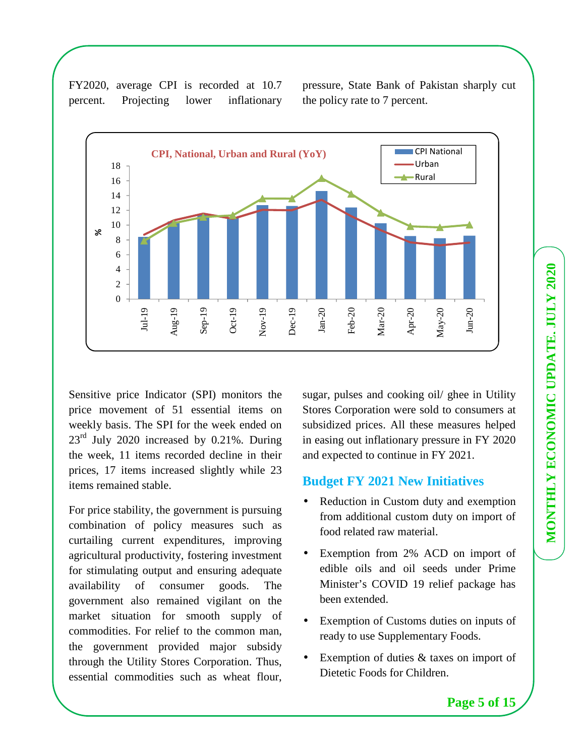FY2020, average CPI is recorded at 10.7 percent. Projecting lower inflationary pressure, State Bank of Pakistan sharply cut the policy rate to 7 percent.

Sensitive price Indicator (SPI) monitors the price movement of 51 essential items on weekly basis. The SPI for the week ended on 23rd July 2020 increased by 0.21%. During the week, 11 items recorded decline in their prices, 17 items increased slightly while 23 items remained stable.

For price stability, the government is pursuing combination of policy measures such as curtailing current expenditures, improving agricultural productivity, fostering investment for stimulating output and ensuring adequate availability of consumer goods. The government also remained vigilant on the market situation for smooth supply of commodities. For relief to the common man, the government provided major subsidy through the Utility Stores Corporation. Thus, essential commodities such as wheat flour, sugar, pulses and cooking oil/ ghee in Utility Stores Corporation were sold to consumers at subsidized prices. All these measures helped in easing out inflationary pressure in FY 2020 and expected to continue in FY 2021.

## Budget FY 2021 New Initiatives

- Reduction in Custom duty and exemption from additional custom duty on import of food related raw material.
- Exemption from 2% ACD on import of edible oils and oil seeds under Prime Minister's COVID 19 relief package has been extended.
- Exemption of Customs duties on inputs of ready to use Supplementary Foods.
- Exemption of duties & taxes on import of Dietetic Foods for Children.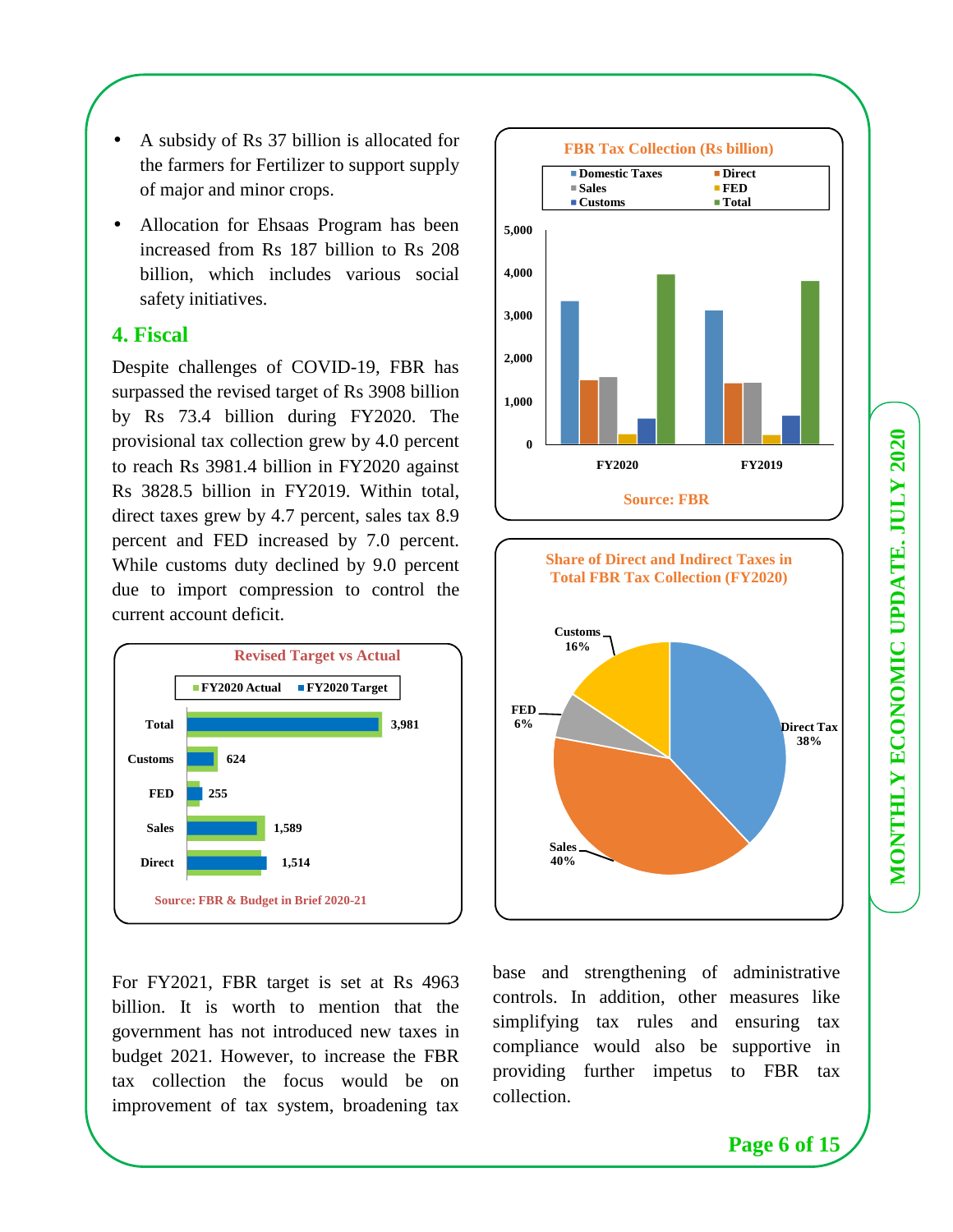- A subsidy of Rs 37 billion is allocated for the farmers for Fertilizer to support supply of major and minor crops.
- Allocation for Ehsaas Program has been increased from Rs 187 billion to Rs 208 billion, which includes various social safety initiatives.

## 4. Fiscal

Despite challenges of COVID-19, FBR has surpassed the revised target of Rs 3908 billion by Rs 73.4 billion during FY2020. The provisional tax collection grew by 4.0 percent to reach Rs 3981.4 billion in FY2020 against Rs 3828.5 billion in FY2019. Within total, direct taxes grew by 4.7 percent, sales tax 8.9 percent and FED increased by 7.0 percent. While customs duty declined by 9.0 percent due to import compression to control the current account deficit.

**Revised Target vs Actual**

| | FY2020 Actual |
|---|---|
| Total | 3,981 |
| Customs | 624 |
| FED | 255 |
| Sales | 1,589 |
| Direct | 1,514 |

Source: FBR & Budget in Brief 2020-21

**FBR Tax Collection (Rs billion)**

Legend: Domestic Taxes, Direct, Sales, FED, Customs, Total

Source: FBR

**Share of Direct and Indirect Taxes in Total FBR Tax Collection (FY2020)**

| Tax | Share |
|---|---|
| Direct Tax | 38% |
| Sales | 40% |
| FED | 6% |
| Customs | 16% |

For FY2021, FBR target is set at Rs 4963 billion. It is worth to mention that the government has not introduced new taxes in budget 2021. However, to increase the FBR tax collection the focus would be on improvement of tax system, broadening tax base and strengthening of administrative controls. In addition, other measures like simplifying tax rules and ensuring tax compliance would also be supportive in providing further impetus to FBR tax collection.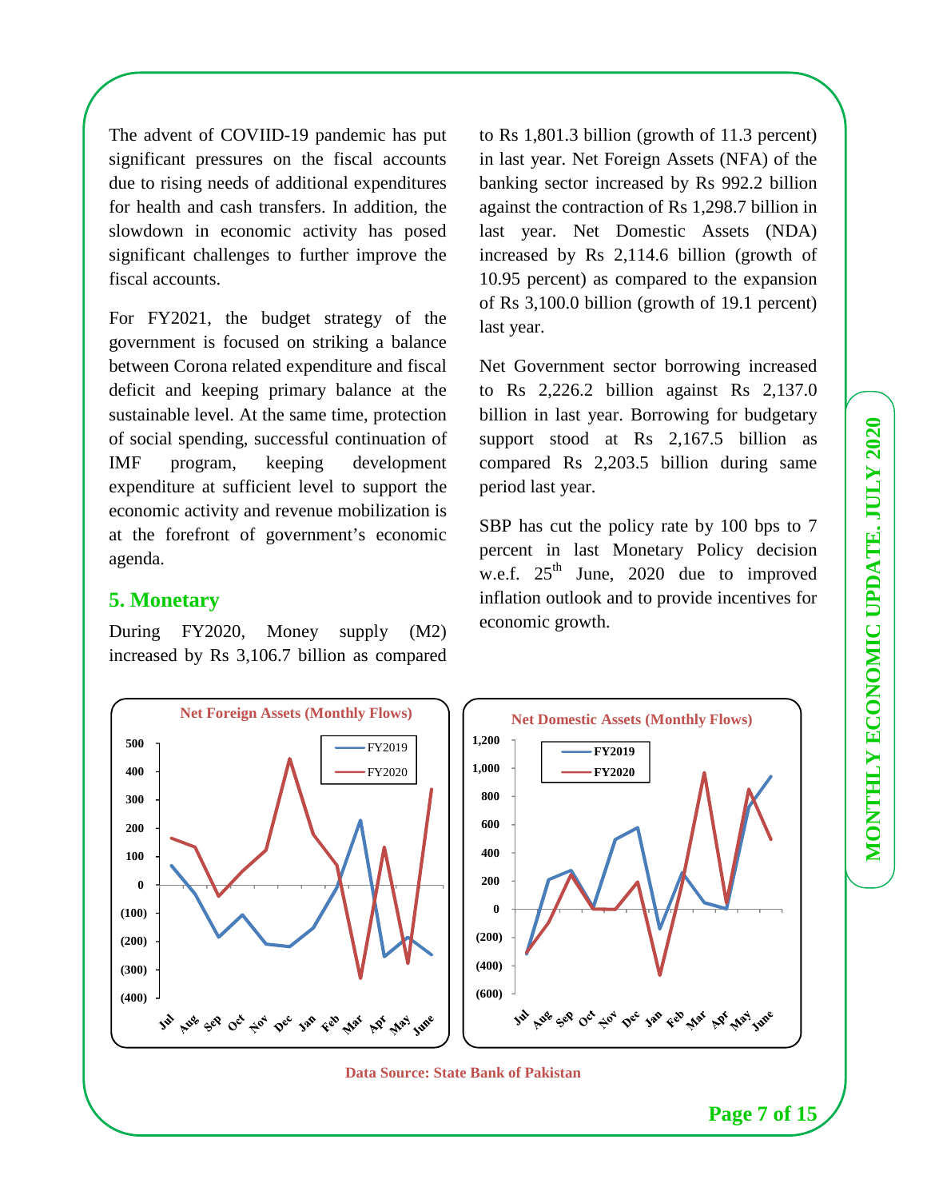The advent of COVIID-19 pandemic has put significant pressures on the fiscal accounts due to rising needs of additional expenditures for health and cash transfers. In addition, the slowdown in economic activity has posed significant challenges to further improve the fiscal accounts.

For FY2021, the budget strategy of the government is focused on striking a balance between Corona related expenditure and fiscal deficit and keeping primary balance at the sustainable level. At the same time, protection of social spending, successful continuation of IMF program, keeping development expenditure at sufficient level to support the economic activity and revenue mobilization is at the forefront of government's economic agenda.

## 5. Monetary

During FY2020, Money supply (M2) increased by Rs 3,106.7 billion as compared to Rs 1,801.3 billion (growth of 11.3 percent) in last year. Net Foreign Assets (NFA) of the banking sector increased by Rs 992.2 billion against the contraction of Rs 1,298.7 billion in last year. Net Domestic Assets (NDA) increased by Rs 2,114.6 billion (growth of 10.95 percent) as compared to the expansion of Rs 3,100.0 billion (growth of 19.1 percent) last year.

Net Government sector borrowing increased to Rs 2,226.2 billion against Rs 2,137.0 billion in last year. Borrowing for budgetary support stood at Rs 2,167.5 billion as compared Rs 2,203.5 billion during same period last year.

SBP has cut the policy rate by 100 bps to 7 percent in last Monetary Policy decision w.e.f. 25th June, 2020 due to improved inflation outlook and to provide incentives for economic growth.

**Net Foreign Assets (Monthly Flows)**

**Net Domestic Assets (Monthly Flows)**

**Data Source: State Bank of Pakistan**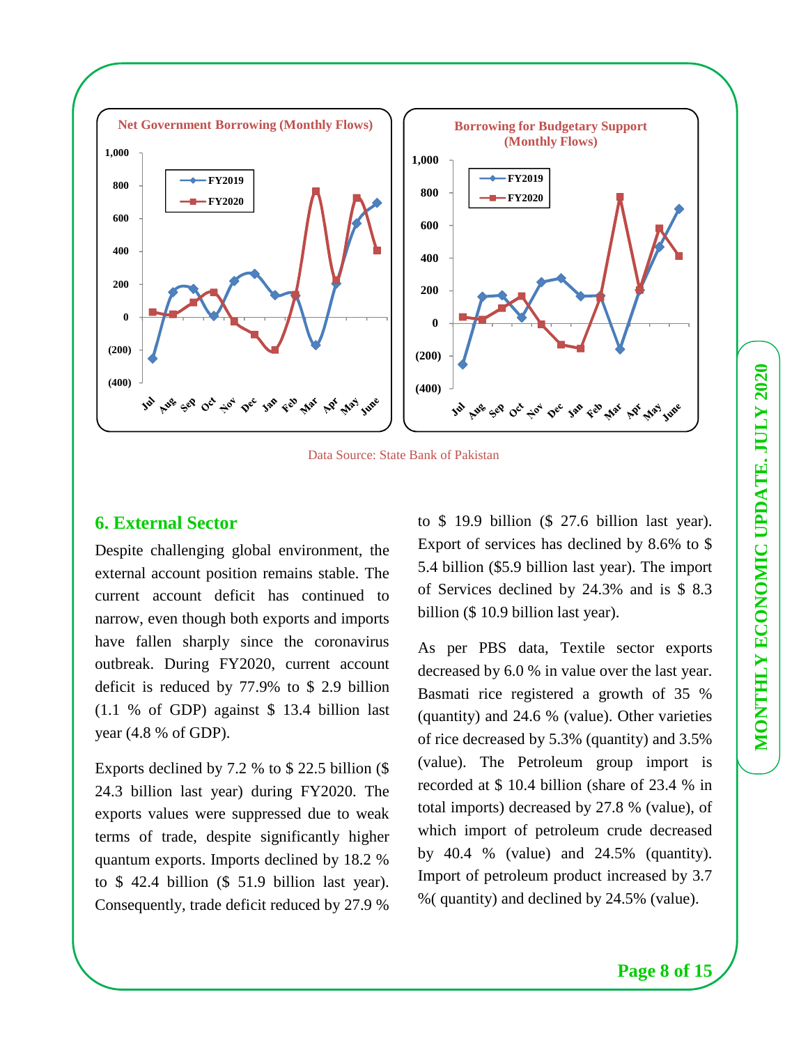Net Government Borrowing (Monthly Flows)

Borrowing for Budgetary Support (Monthly Flows)

Data Source: State Bank of Pakistan

## 6. External Sector

Despite challenging global environment, the external account position remains stable. The current account deficit has continued to narrow, even though both exports and imports have fallen sharply since the coronavirus outbreak. During FY2020, current account deficit is reduced by 77.9% to $ 2.9 billion (1.1 % of GDP) against $ 13.4 billion last year (4.8 % of GDP).

Exports declined by 7.2 % to $ 22.5 billion ($ 24.3 billion last year) during FY2020. The exports values were suppressed due to weak terms of trade, despite significantly higher quantum exports. Imports declined by 18.2 % to $ 42.4 billion ($ 51.9 billion last year). Consequently, trade deficit reduced by 27.9 % to $ 19.9 billion ($ 27.6 billion last year). Export of services has declined by 8.6% to $ 5.4 billion ($5.9 billion last year). The import of Services declined by 24.3% and is $ 8.3 billion ($ 10.9 billion last year).

As per PBS data, Textile sector exports decreased by 6.0 % in value over the last year. Basmati rice registered a growth of 35 % (quantity) and 24.6 % (value). Other varieties of rice decreased by 5.3% (quantity) and 3.5% (value). The Petroleum group import is recorded at $ 10.4 billion (share of 23.4 % in total imports) decreased by 27.8 % (value), of which import of petroleum crude decreased by 40.4 % (value) and 24.5% (quantity). Import of petroleum product increased by 3.7 %( quantity) and declined by 24.5% (value).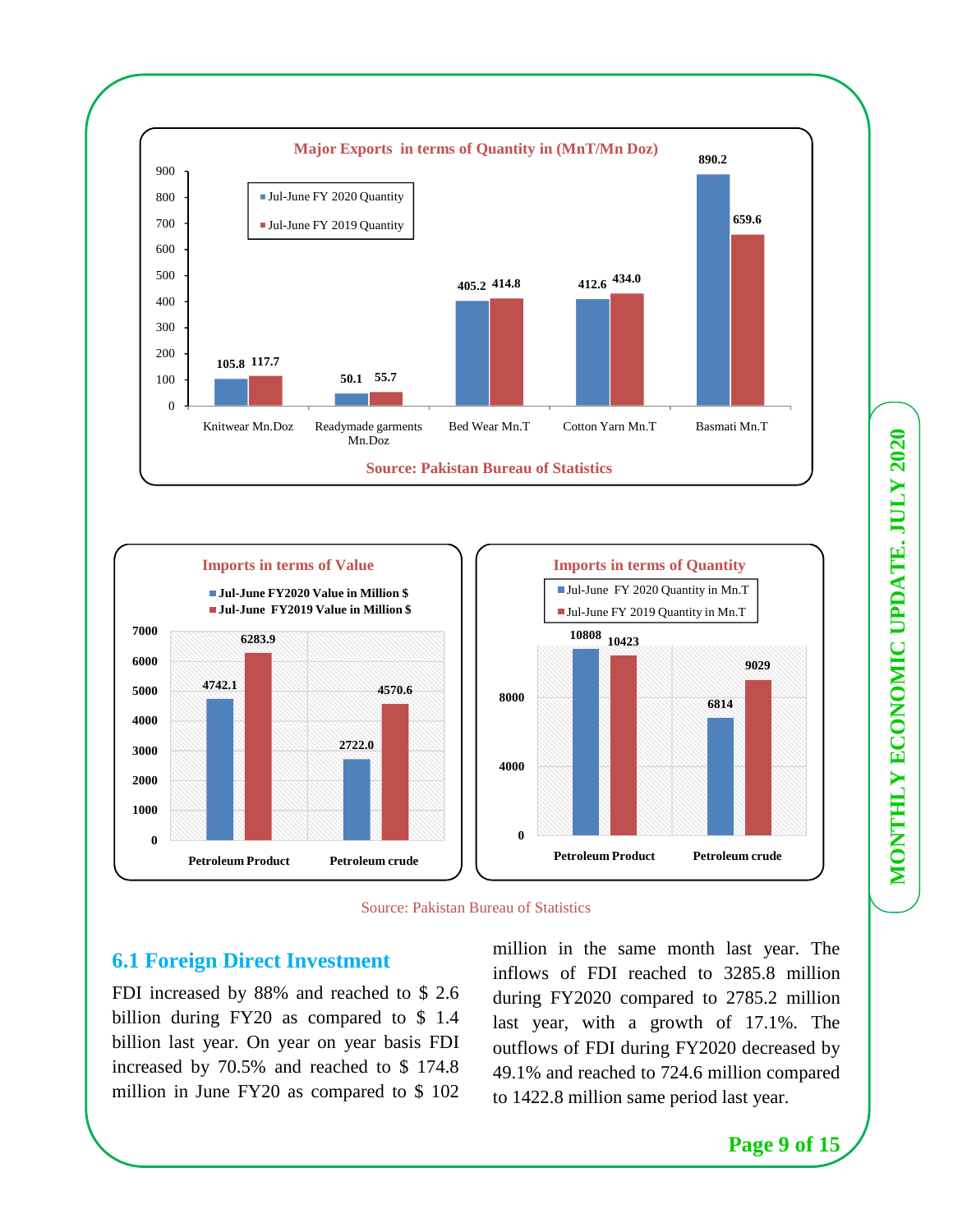**Major Exports in terms of Quantity in (MnT/Mn Doz)**

| | Jul-June FY 2020 Quantity | Jul-June FY 2019 Quantity |
|---|---|---|
| Knitwear Mn.Doz | 105.8 | 117.7 |
| Readymade garments Mn.Doz | 50.1 | 55.7 |
| Bed Wear Mn.T | 405.2 | 414.8 |
| Cotton Yarn Mn.T | 412.6 | 434.0 |
| Basmati Mn.T | 890.2 | 659.6 |

Source: Pakistan Bureau of Statistics

**Imports in terms of Value**

| | Jul-June FY2020 Value in Million $ | Jul-June FY2019 Value in Million $ |
|---|---|---|
| Petroleum Product | 4742.1 | 6283.9 |
| Petroleum crude | 2722.0 | 4570.6 |

**Imports in terms of Quantity**

| | Jul-June FY 2020 Quantity in Mn.T | Jul-June FY 2019 Quantity in Mn.T |
|---|---|---|
| Petroleum Product | 10808 | 10423 |
| Petroleum crude | 6814 | 9029 |

Source: Pakistan Bureau of Statistics

## 6.1 Foreign Direct Investment

FDI increased by 88% and reached to $ 2.6 billion during FY20 as compared to $ 1.4 billion last year. On year on year basis FDI increased by 70.5% and reached to $ 174.8 million in June FY20 as compared to $ 102 million in the same month last year. The inflows of FDI reached to 3285.8 million during FY2020 compared to 2785.2 million last year, with a growth of 17.1%. The outflows of FDI during FY2020 decreased by 49.1% and reached to 724.6 million compared to 1422.8 million same period last year.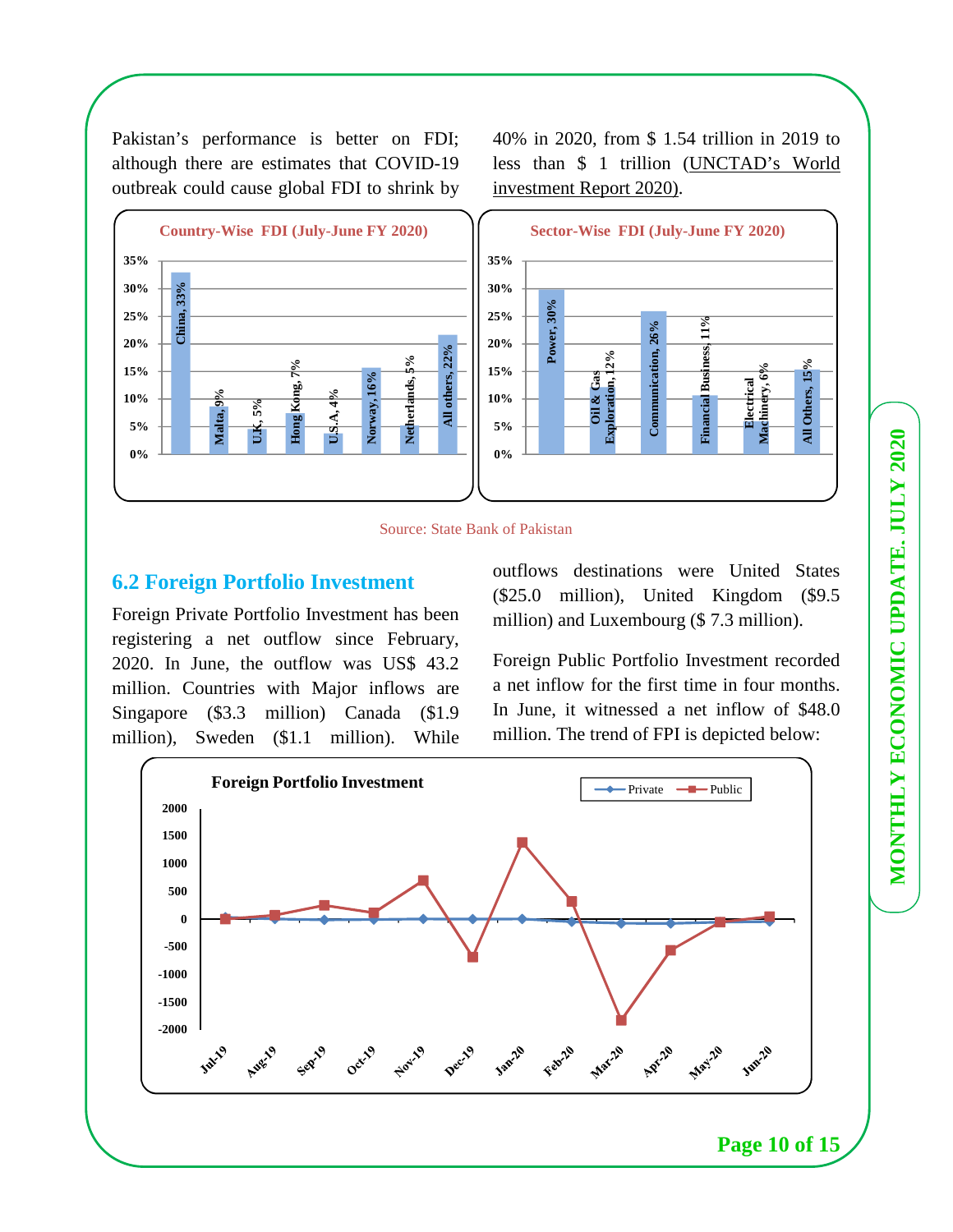Pakistan's performance is better on FDI; although there are estimates that COVID-19 outbreak could cause global FDI to shrink by 40% in 2020, from $ 1.54 trillion in 2019 to less than $ 1 trillion (UNCTAD's World investment Report 2020).

**Country-Wise FDI (July-June FY 2020)**

| Country | Share |
|---|---|
| China | 33% |
| Malta | 9% |
| U.K | 5% |
| Hong Kong | 7% |
| U.S.A | 4% |
| Norway | 16% |
| Netherlands | 5% |
| All others | 22% |

**Sector-Wise FDI (July-June FY 2020)**

| Sector | Share |
|---|---|
| Power | 30% |
| Oil & Gas Exploration | 12% |
| Communication | 26% |
| Financial Business | 11% |
| Electrical Machinery | 6% |
| All Others | 15% |

Source: State Bank of Pakistan

## 6.2 Foreign Portfolio Investment

Foreign Private Portfolio Investment has been registering a net outflow since February, 2020. In June, the outflow was US$ 43.2 million. Countries with Major inflows are Singapore ($3.3 million) Canada ($1.9 million), Sweden ($1.1 million). While outflows destinations were United States ($25.0 million), United Kingdom ($9.5 million) and Luxembourg ($ 7.3 million).

Foreign Public Portfolio Investment recorded a net inflow for the first time in four months. In June, it witnessed a net inflow of $48.0 million. The trend of FPI is depicted below:

**Foreign Portfolio Investment**

(Line chart: Private and Public, Jul-19 to Jun-20; y-axis from -2000 to 2000)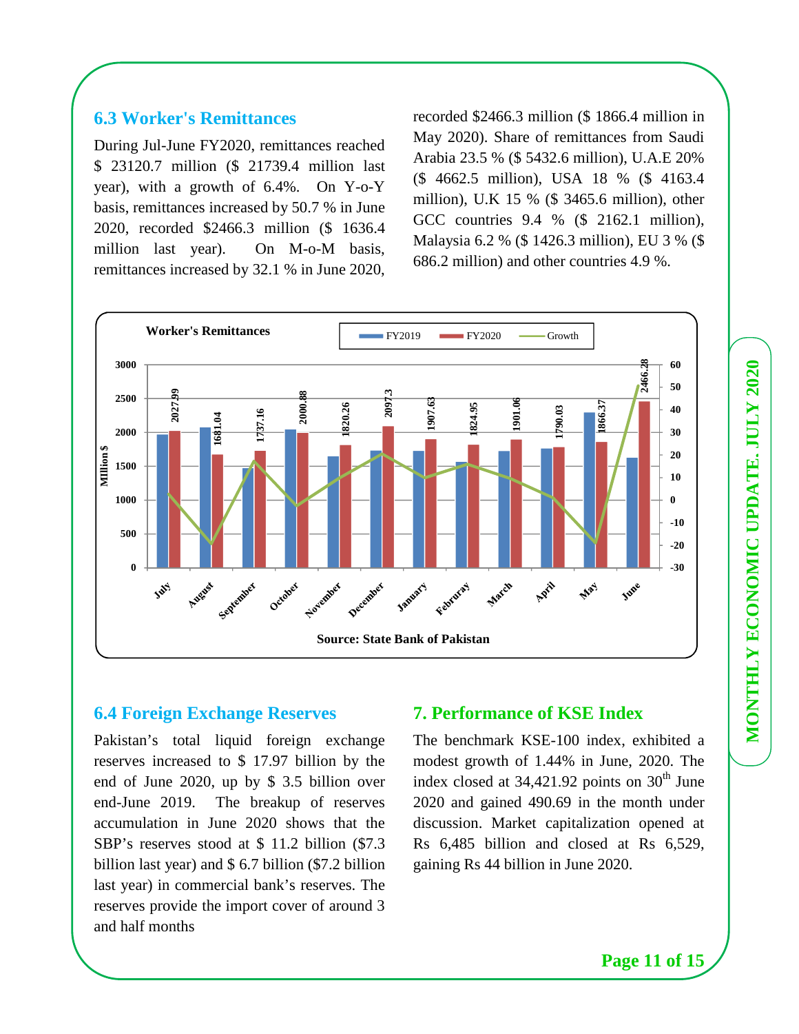## 6.3 Worker's Remittances

During Jul-June FY2020, remittances reached $ 23120.7 million ($ 21739.4 million last year), with a growth of 6.4%. On Y-o-Y basis, remittances increased by 50.7 % in June 2020, recorded $2466.3 million ($ 1636.4 million last year). On M-o-M basis, remittances increased by 32.1 % in June 2020, recorded $2466.3 million ($ 1866.4 million in May 2020). Share of remittances from Saudi Arabia 23.5 % ($ 5432.6 million), U.A.E 20% ($ 4662.5 million), USA 18 % ($ 4163.4 million), U.K 15 % ($ 3465.6 million), other GCC countries 9.4 % ($ 2162.1 million), Malaysia 6.2 % ($ 1426.3 million), EU 3 % ($ 686.2 million) and other countries 4.9 %.

**Worker's Remittances**

| Month | FY2020 (Million $) |
|---|---|
| July | 2027.99 |
| August | 1681.04 |
| September | 1737.16 |
| October | 2000.88 |
| November | 1820.26 |
| December | 2097.3 |
| January | 1907.63 |
| Februray | 1824.95 |
| March | 1901.06 |
| April | 1790.03 |
| May | 1866.37 |
| June | 2466.28 |

Source: State Bank of Pakistan

## 6.4 Foreign Exchange Reserves

Pakistan's total liquid foreign exchange reserves increased to $ 17.97 billion by the end of June 2020, up by $ 3.5 billion over end-June 2019. The breakup of reserves accumulation in June 2020 shows that the SBP's reserves stood at $ 11.2 billion ($7.3 billion last year) and $ 6.7 billion ($7.2 billion last year) in commercial bank's reserves. The reserves provide the import cover of around 3 and half months

# 7. Performance of KSE Index

The benchmark KSE-100 index, exhibited a modest growth of 1.44% in June, 2020. The index closed at 34,421.92 points on 30th June 2020 and gained 490.69 in the month under discussion. Market capitalization opened at Rs 6,485 billion and closed at Rs 6,529, gaining Rs 44 billion in June 2020.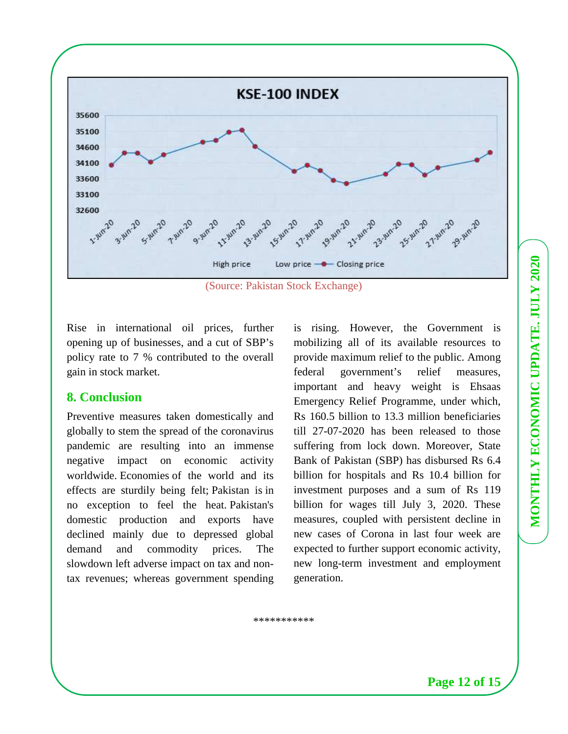(Source: Pakistan Stock Exchange)

Rise in international oil prices, further opening up of businesses, and a cut of SBP's policy rate to 7 % contributed to the overall gain in stock market.

## 8. Conclusion

Preventive measures taken domestically and globally to stem the spread of the coronavirus pandemic are resulting into an immense negative impact on economic activity worldwide. Economies of the world and its effects are sturdily being felt; Pakistan is in no exception to feel the heat. Pakistan's domestic production and exports have declined mainly due to depressed global demand and commodity prices. The slowdown left adverse impact on tax and non-tax revenues; whereas government spending is rising. However, the Government is mobilizing all of its available resources to provide maximum relief to the public. Among federal government's relief measures, important and heavy weight is Ehsaas Emergency Relief Programme, under which, Rs 160.5 billion to 13.3 million beneficiaries till 27-07-2020 has been released to those suffering from lock down. Moreover, State Bank of Pakistan (SBP) has disbursed Rs 6.4 billion for hospitals and Rs 10.4 billion for investment purposes and a sum of Rs 119 billion for wages till July 3, 2020. These measures, coupled with persistent decline in new cases of Corona in last four week are expected to further support economic activity, new long-term investment and employment generation.

***********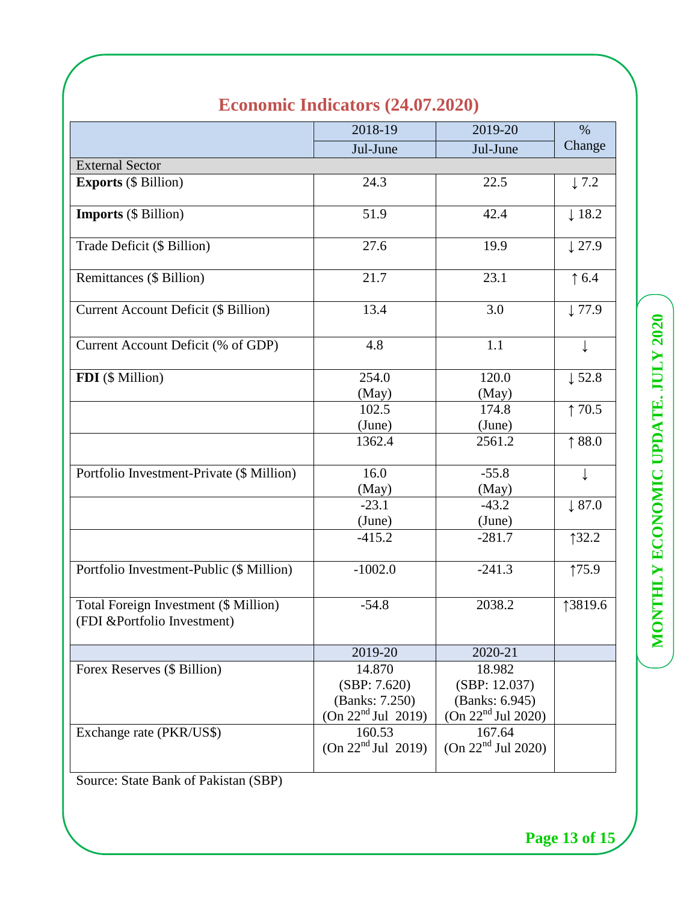# Economic Indicators (24.07.2020)

| | 2018-19 | 2019-20 | % Change |
|---|---|---|---|
| | Jul-June | Jul-June | |
| External Sector | | | |
| **Exports** ($ Billion) | 24.3 | 22.5 | ↓ 7.2 |
| **Imports** ($ Billion) | 51.9 | 42.4 | ↓ 18.2 |
| Trade Deficit ($ Billion) | 27.6 | 19.9 | ↓ 27.9 |
| Remittances ($ Billion) | 21.7 | 23.1 | ↑ 6.4 |
| Current Account Deficit ($ Billion) | 13.4 | 3.0 | ↓ 77.9 |
| Current Account Deficit (% of GDP) | 4.8 | 1.1 | ↓ |
| **FDI** ($ Million) | 254.0 (May) | 120.0 (May) | ↓ 52.8 |
| | 102.5 (June) | 174.8 (June) | ↑ 70.5 |
| | 1362.4 | 2561.2 | ↑ 88.0 |
| Portfolio Investment-Private ($ Million) | 16.0 (May) | -55.8 (May) | ↓ |
| | -23.1 (June) | -43.2 (June) | ↓ 87.0 |
| | -415.2 | -281.7 | ↑32.2 |
| Portfolio Investment-Public ($ Million) | -1002.0 | -241.3 | ↑75.9 |
| Total Foreign Investment ($ Million) (FDI &Portfolio Investment) | -54.8 | 2038.2 | ↑3819.6 |
| | 2019-20 | 2020-21 | |
| Forex Reserves ($ Billion) | 14.870 (SBP: 7.620) (Banks: 7.250) (On 22nd Jul 2019) | 18.982 (SBP: 12.037) (Banks: 6.945) (On 22nd Jul 2020) | |
| Exchange rate (PKR/US$) | 160.53 (On 22nd Jul 2019) | 167.64 (On 22nd Jul 2020) | |

Source: State Bank of Pakistan (SBP)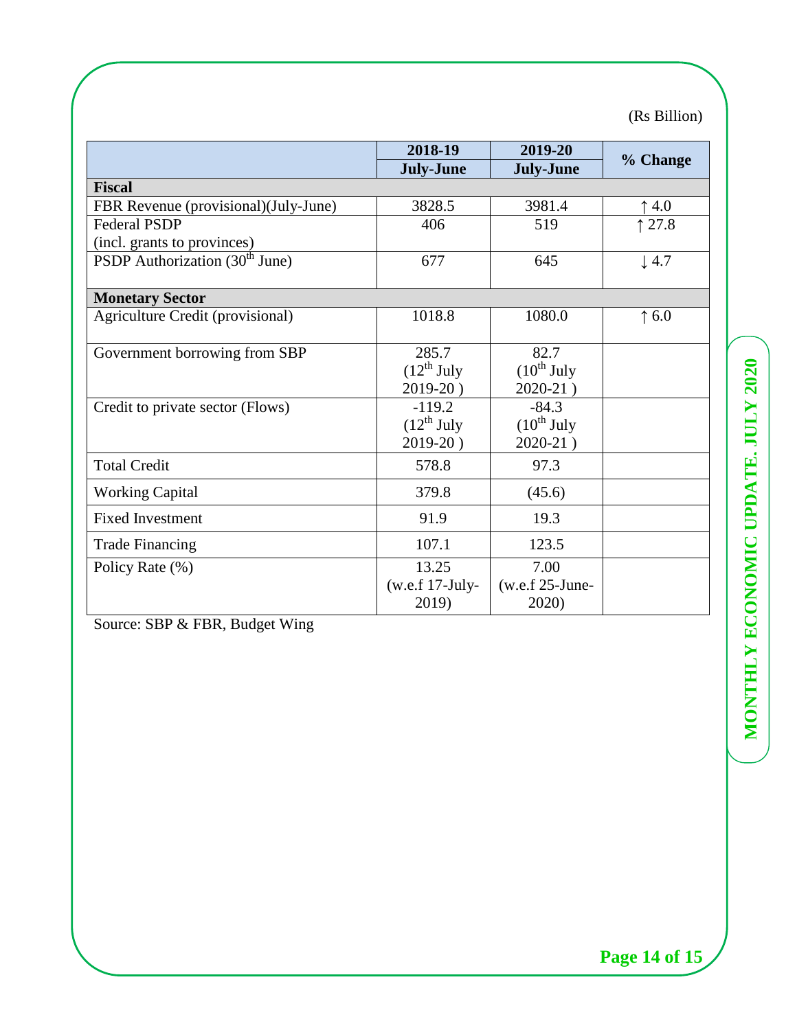(Rs Billion)

| | 2018-19 July-June | 2019-20 July-June | % Change |
|---|---|---|---|
| **Fiscal** | | | |
| FBR Revenue (provisional)(July-June) | 3828.5 | 3981.4 | ↑ 4.0 |
| Federal PSDP (incl. grants to provinces) | 406 | 519 | ↑ 27.8 |
| PSDP Authorization (30th June) | 677 | 645 | ↓ 4.7 |
| **Monetary Sector** | | | |
| Agriculture Credit (provisional) | 1018.8 | 1080.0 | ↑ 6.0 |
| Government borrowing from SBP | 285.7 (12th July 2019-20 ) | 82.7 (10th July 2020-21 ) | |
| Credit to private sector (Flows) | -119.2 (12th July 2019-20 ) | -84.3 (10th July 2020-21 ) | |
| Total Credit | 578.8 | 97.3 | |
| Working Capital | 379.8 | (45.6) | |
| Fixed Investment | 91.9 | 19.3 | |
| Trade Financing | 107.1 | 123.5 | |
| Policy Rate (%) | 13.25 (w.e.f 17-July-2019) | 7.00 (w.e.f 25-June-2020) | |

Source: SBP & FBR, Budget Wing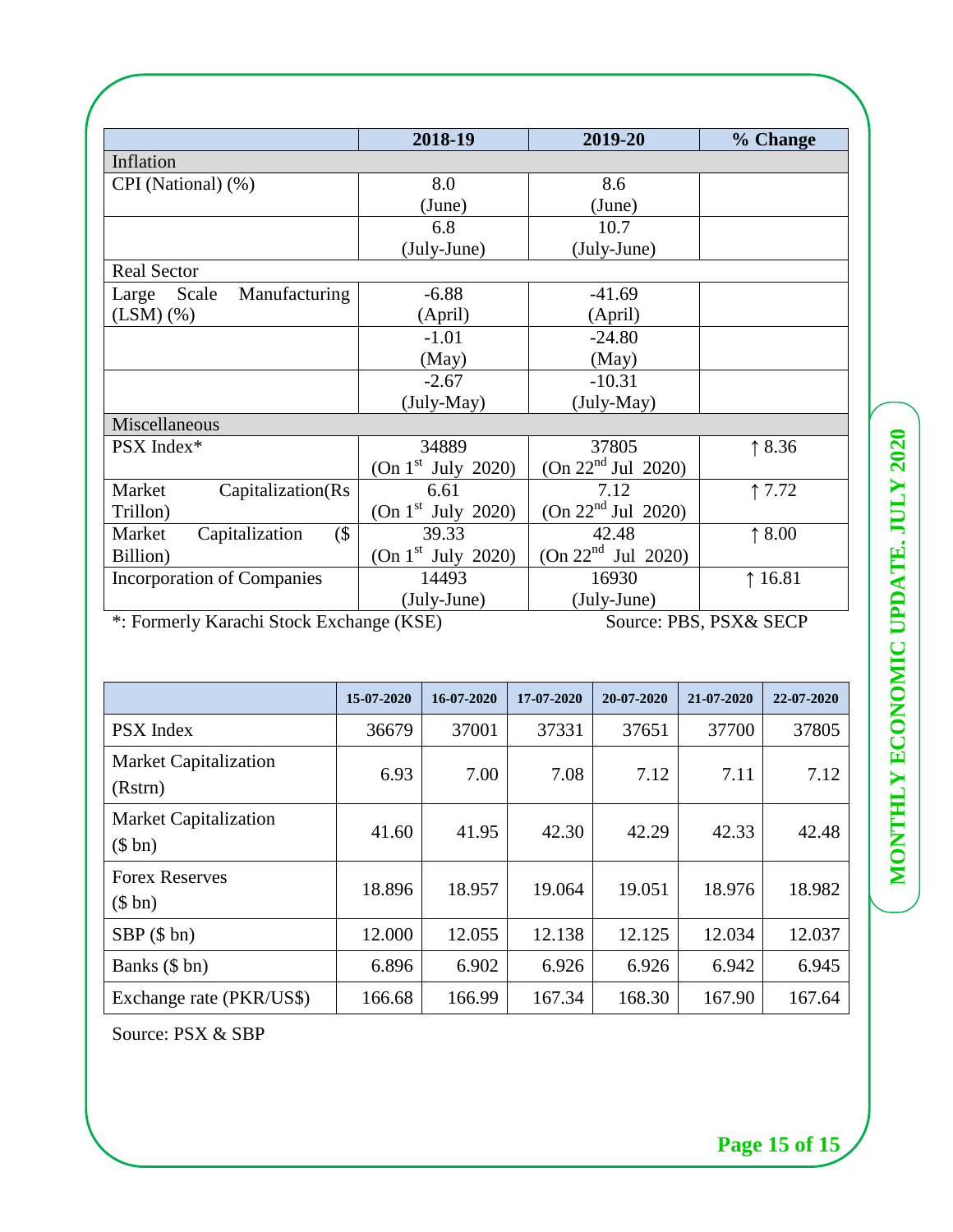| | 2018-19 | 2019-20 | % Change |
|---|---|---|---|
| Inflation | | | |
| CPI (National) (%) | 8.0 (June) | 8.6 (June) | |
| | 6.8 (July-June) | 10.7 (July-June) | |
| Real Sector | | | |
| Large Scale Manufacturing (LSM) (%) | -6.88 (April) | -41.69 (April) | |
| | -1.01 (May) | -24.80 (May) | |
| | -2.67 (July-May) | -10.31 (July-May) | |
| Miscellaneous | | | |
| PSX Index* | 34889 (On 1st July 2020) | 37805 (On 22nd Jul 2020) | ↑ 8.36 |
| Market Capitalization(Rs Trillon) | 6.61 (On 1st July 2020) | 7.12 (On 22nd Jul 2020) | ↑ 7.72 |
| Market Capitalization ($ Billion) | 39.33 (On 1st July 2020) | 42.48 (On 22nd Jul 2020) | ↑ 8.00 |
| Incorporation of Companies | 14493 (July-June) | 16930 (July-June) | ↑ 16.81 |

*: Formerly Karachi Stock Exchange (KSE)

Source: PBS, PSX& SECP

| | 15-07-2020 | 16-07-2020 | 17-07-2020 | 20-07-2020 | 21-07-2020 | 22-07-2020 |
|---|---|---|---|---|---|---|
| PSX Index | 36679 | 37001 | 37331 | 37651 | 37700 | 37805 |
| Market Capitalization (Rstrn) | 6.93 | 7.00 | 7.08 | 7.12 | 7.11 | 7.12 |
| Market Capitalization ($ bn) | 41.60 | 41.95 | 42.30 | 42.29 | 42.33 | 42.48 |
| Forex Reserves ($ bn) | 18.896 | 18.957 | 19.064 | 19.051 | 18.976 | 18.982 |
| SBP ($ bn) | 12.000 | 12.055 | 12.138 | 12.125 | 12.034 | 12.037 |
| Banks ($ bn) | 6.896 | 6.902 | 6.926 | 6.926 | 6.942 | 6.945 |
| Exchange rate (PKR/US$) | 166.68 | 166.99 | 167.34 | 168.30 | 167.90 | 167.64 |

Source: PSX & SBP